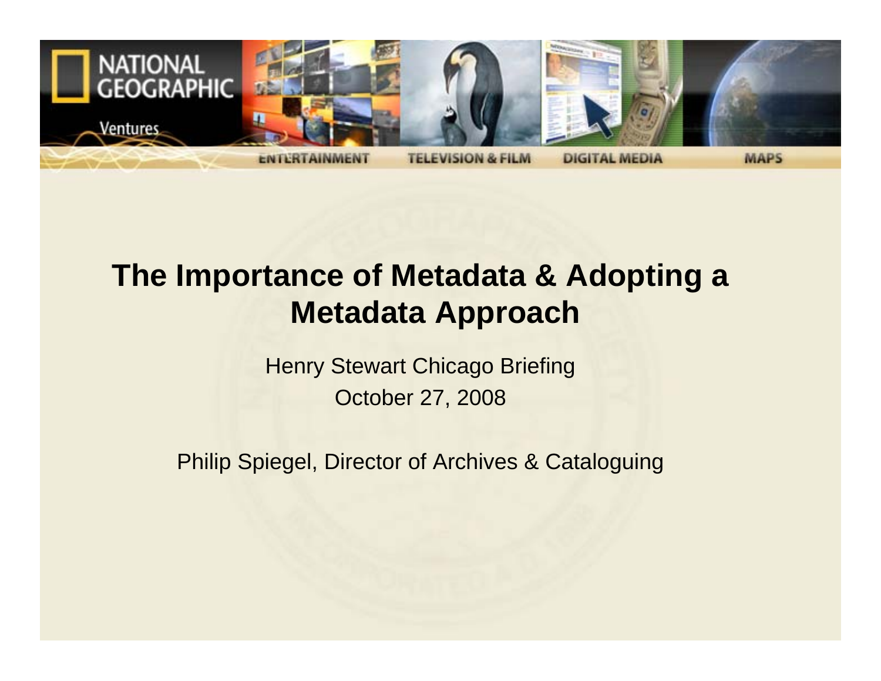NATIONAL GEOGRAPHIC Ventures

ENTERTAINMENT TELEVISION & FILM DIGITAL MEDIA MAPS

# The Importance of Metadata & Adopting a Metadata Approach

Henry Stewart Chicago Briefing

October 27, 2008

Philip Spiegel, Director of Archives & Cataloguing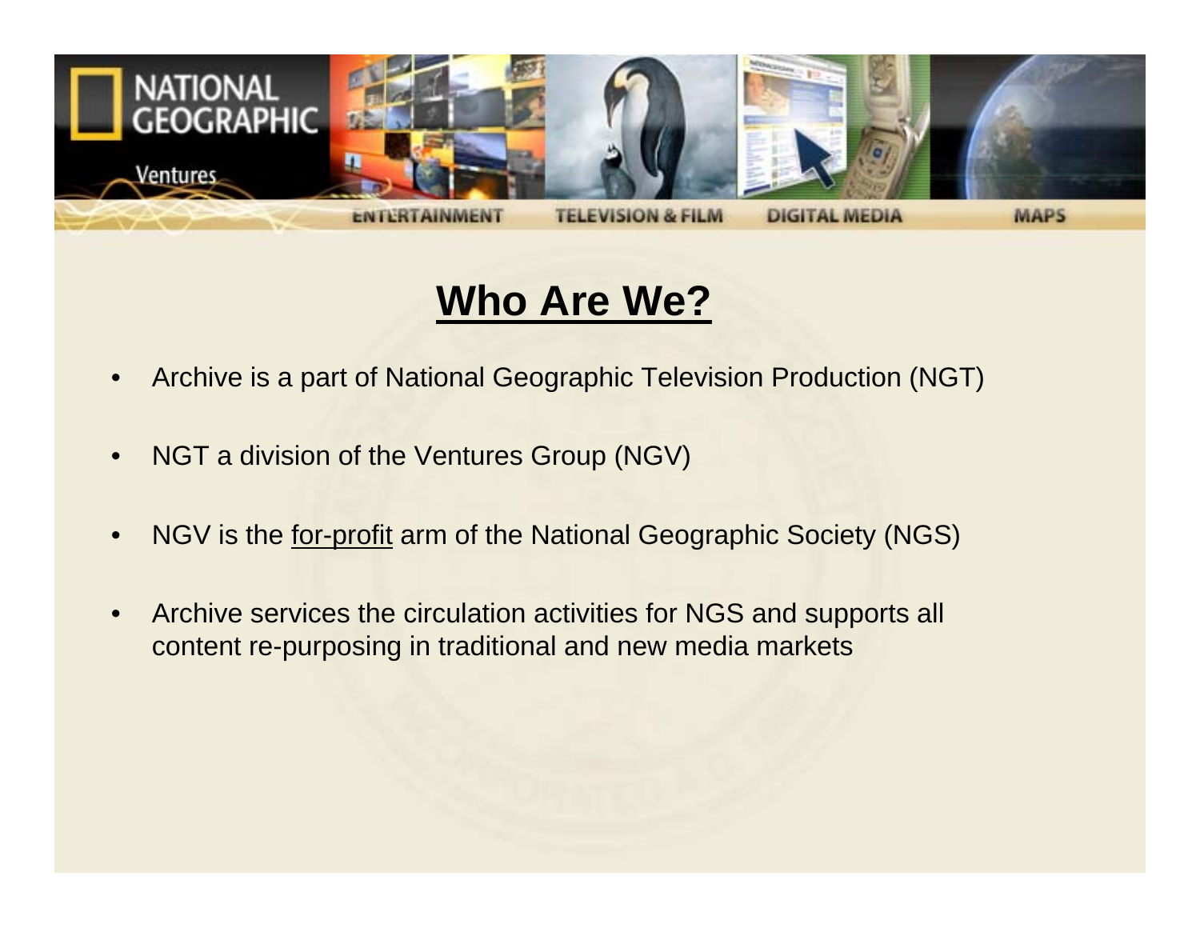# Who Are We?

- Archive is a part of National Geographic Television Production (NGT)
- NGT a division of the Ventures Group (NGV)
- NGV is the <u>for-profit</u> arm of the National Geographic Society (NGS)
- Archive services the circulation activities for NGS and supports all content re-purposing in traditional and new media markets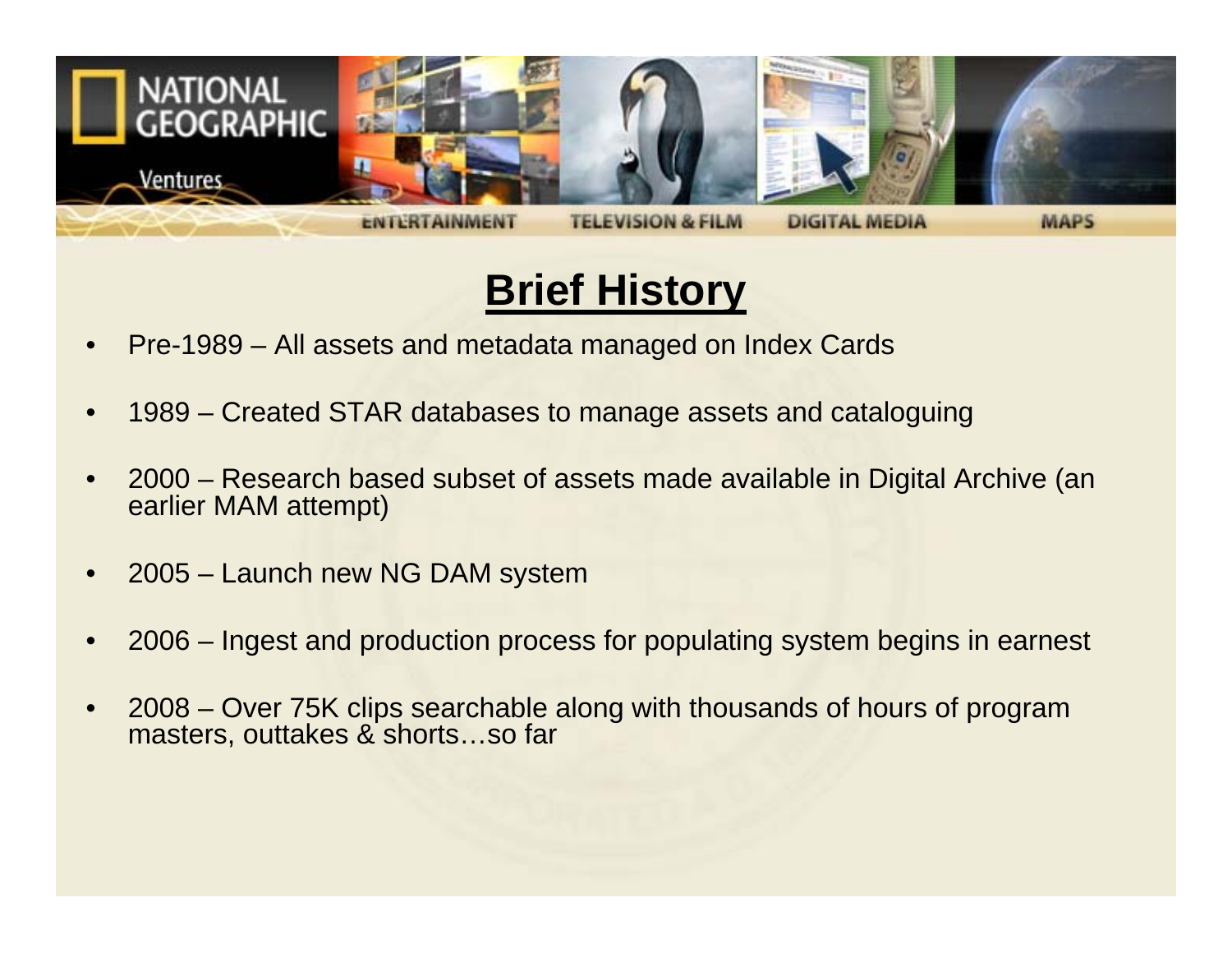## Brief History

- Pre-1989 – All assets and metadata managed on Index Cards
- 1989 – Created STAR databases to manage assets and cataloguing
- 2000 – Research based subset of assets made available in Digital Archive (an earlier MAM attempt)
- 2005 – Launch new NG DAM system
- 2006 – Ingest and production process for populating system begins in earnest
- 2008 – Over 75K clips searchable along with thousands of hours of program masters, outtakes & shorts…so far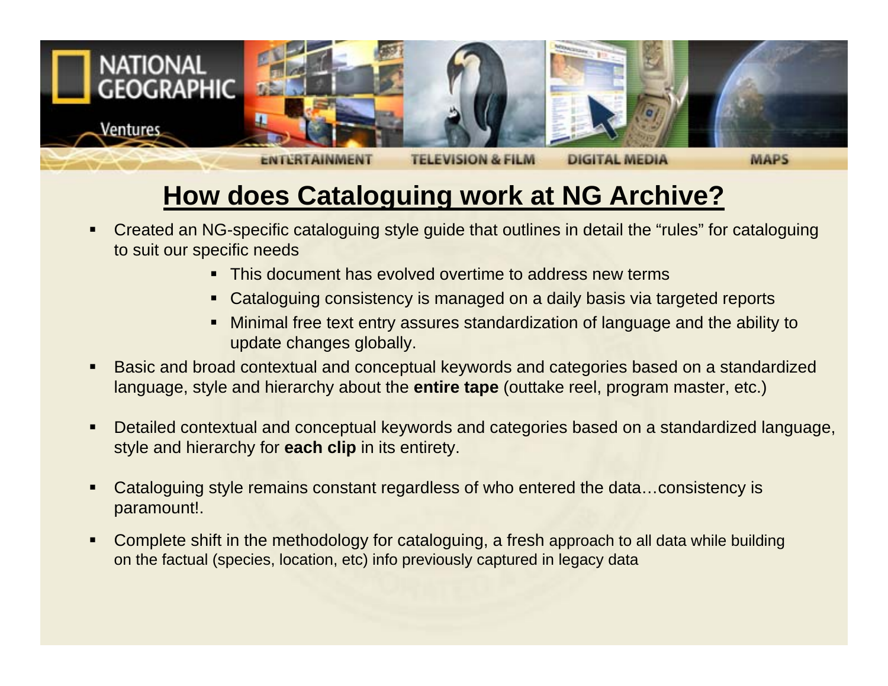## How does Cataloguing work at NG Archive?

- Created an NG-specific cataloguing style guide that outlines in detail the "rules" for cataloguing to suit our specific needs
  - This document has evolved overtime to address new terms
  - Cataloguing consistency is managed on a daily basis via targeted reports
  - Minimal free text entry assures standardization of language and the ability to update changes globally.
- Basic and broad contextual and conceptual keywords and categories based on a standardized language, style and hierarchy about the **entire tape** (outtake reel, program master, etc.)
- Detailed contextual and conceptual keywords and categories based on a standardized language, style and hierarchy for **each clip** in its entirety.
- Cataloguing style remains constant regardless of who entered the data…consistency is paramount!.
- Complete shift in the methodology for cataloguing, a fresh approach to all data while building on the factual (species, location, etc) info previously captured in legacy data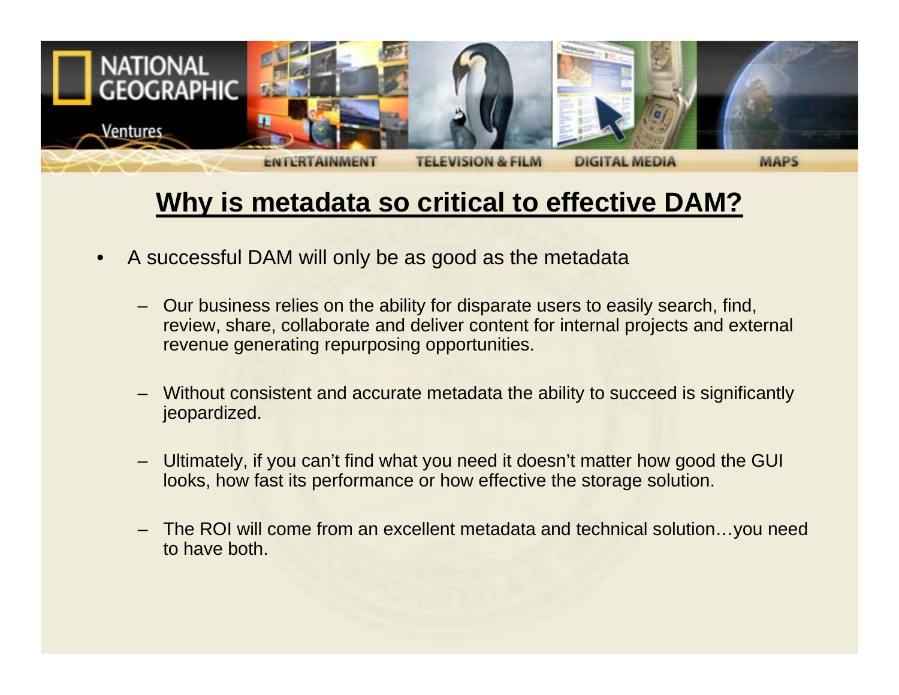## Why is metadata so critical to effective DAM?

- A successful DAM will only be as good as the metadata
  - Our business relies on the ability for disparate users to easily search, find, review, share, collaborate and deliver content for internal projects and external revenue generating repurposing opportunities.
  - Without consistent and accurate metadata the ability to succeed is significantly jeopardized.
  - Ultimately, if you can't find what you need it doesn't matter how good the GUI looks, how fast its performance or how effective the storage solution.
  - The ROI will come from an excellent metadata and technical solution…you need to have both.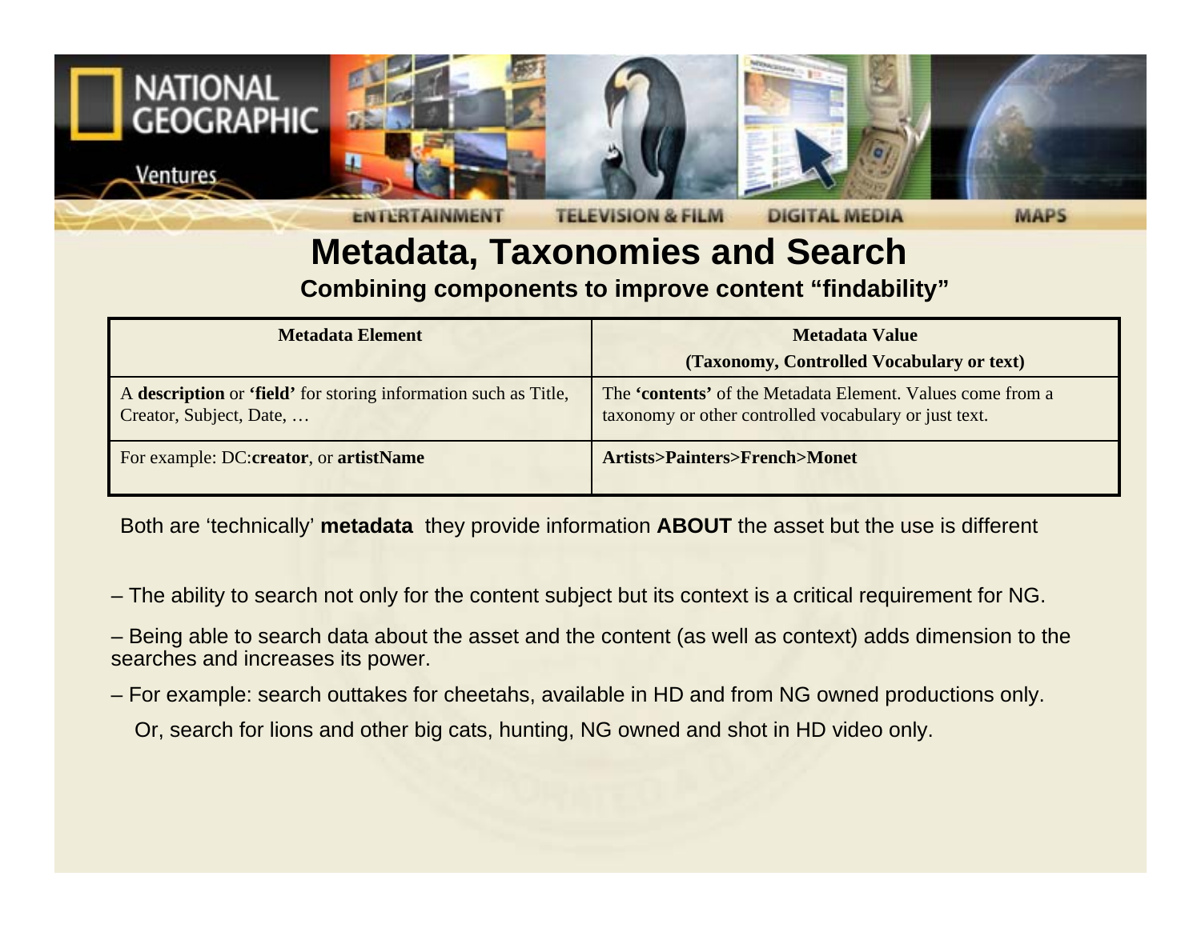# Metadata, Taxonomies and Search

## Combining components to improve content "findability"

| Metadata Element | Metadata Value (Taxonomy, Controlled Vocabulary or text) |
| --- | --- |
| A **description** or **'field'** for storing information such as Title, Creator, Subject, Date, … | The **'contents'** of the Metadata Element. Values come from a taxonomy or other controlled vocabulary or just text. |
| For example: DC:**creator**, or **artistName** | **Artists>Painters>French>Monet** |

Both are 'technically' **metadata** they provide information **ABOUT** the asset but the use is different

– The ability to search not only for the content subject but its context is a critical requirement for NG.

– Being able to search data about the asset and the content (as well as context) adds dimension to the searches and increases its power.

– For example: search outtakes for cheetahs, available in HD and from NG owned productions only.

Or, search for lions and other big cats, hunting, NG owned and shot in HD video only.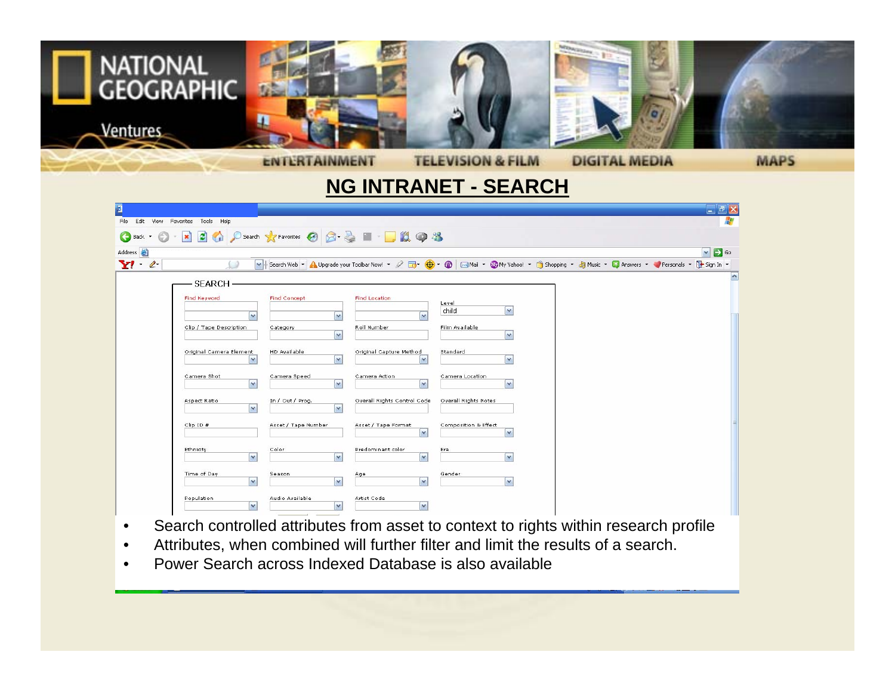# NG INTRANET - SEARCH

- Search controlled attributes from asset to context to rights within research profile
- Attributes, when combined will further filter and limit the results of a search.
- Power Search across Indexed Database is also available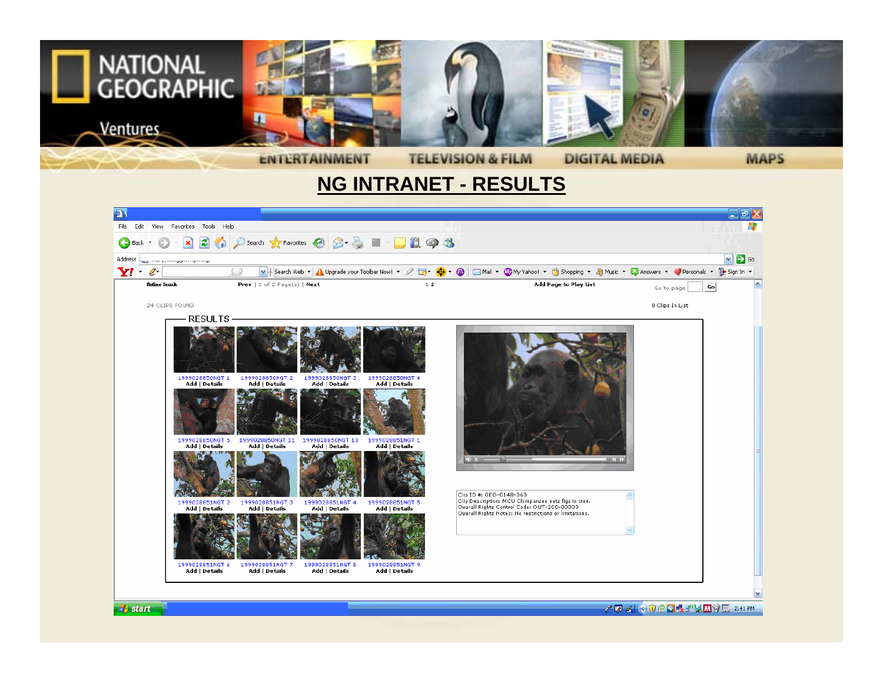NATIONAL GEOGRAPHIC

Ventures

ENTERTAINMENT | TELEVISION & FILM | DIGITAL MEDIA | MAPS

# NG INTRANET - RESULTS

Refine Search | Prev | 1 of 2 Page(s) | Next | 1 2 | Add Page to Play List | Go to page [ ] Go

24 CLIPS FOUND | 0 Clips In List

RESULTS

| | | | |
|---|---|---|---|
| 1999028850NGT 1 Add \| Details | 1999028850NGT 2 Add \| Details | 1999028850NGT 3 Add \| Details | 1999028850NGT 4 Add \| Details |
| 1999028850NGT 5 Add \| Details | 1999028850NGT 11 Add \| Details | 1999028850NGT 13 Add \| Details | 1999028851NGT 1 Add \| Details |
| 1999028851NGT 2 Add \| Details | 1999028851NGT 3 Add \| Details | 1999028851NGT 4 Add \| Details | 1999028851NGT 5 Add \| Details |
| 1999028851NGT 6 Add \| Details | 1999028851NGT 7 Add \| Details | 1999028851NGT 8 Add \| Details | 1999028851NGT 9 Add \| Details |

Clip ID #: GEO-0148-050
Clip Description: MCU Chimpanzee eats figs in tree.
Overall Rights Control Code: OUT-200-00000
Overall Rights Notes: No restrictions or limitations.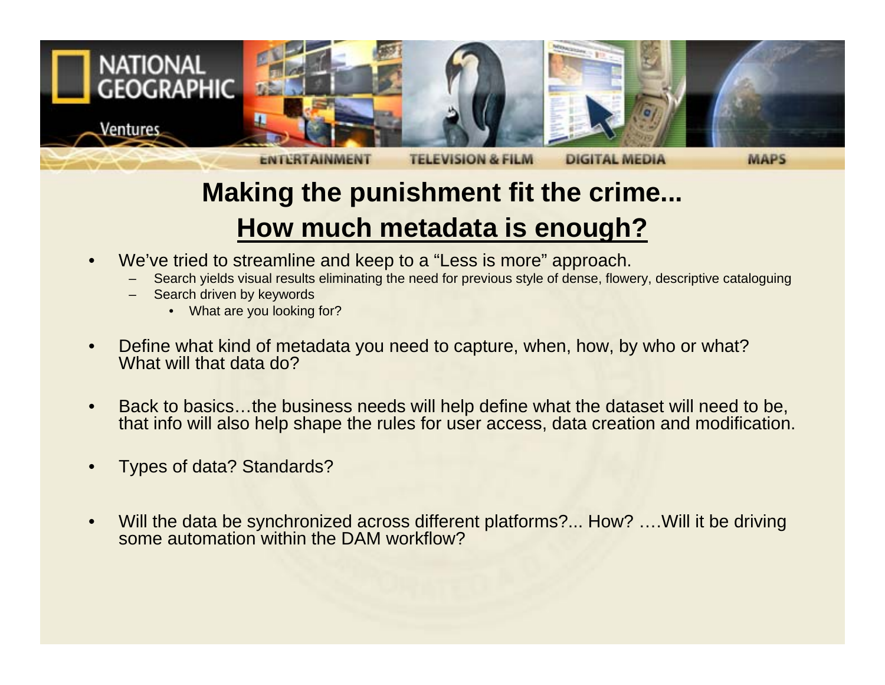## Making the punishment fit the crime...

## How much metadata is enough?

- We've tried to streamline and keep to a "Less is more" approach.
  - Search yields visual results eliminating the need for previous style of dense, flowery, descriptive cataloguing
  - Search driven by keywords
    - What are you looking for?
- Define what kind of metadata you need to capture, when, how, by who or what? What will that data do?
- Back to basics…the business needs will help define what the dataset will need to be, that info will also help shape the rules for user access, data creation and modification.
- Types of data? Standards?
- Will the data be synchronized across different platforms?... How? ….Will it be driving some automation within the DAM workflow?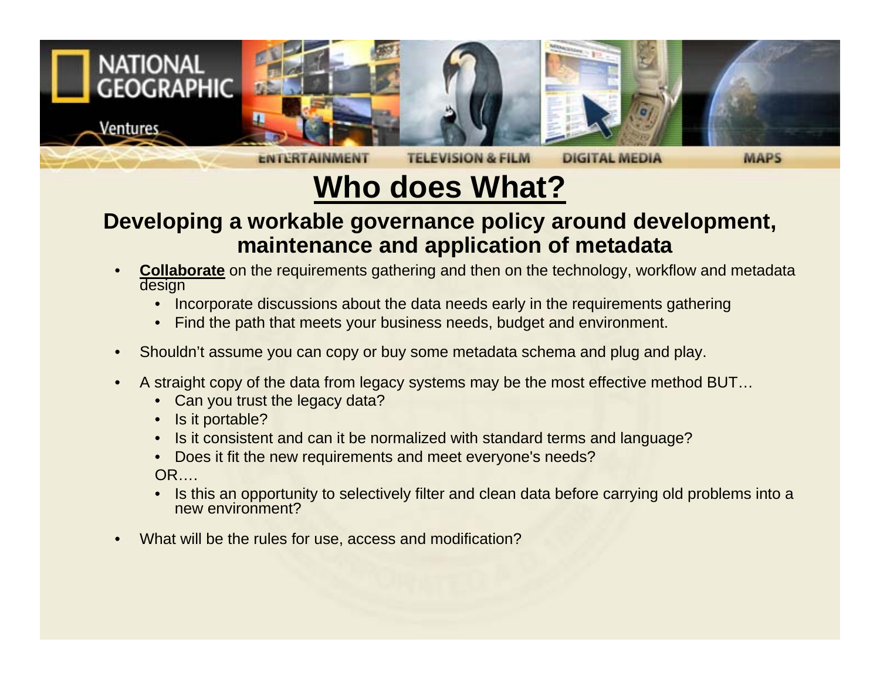# Who does What?

## Developing a workable governance policy around development, maintenance and application of metadata

- **Collaborate** on the requirements gathering and then on the technology, workflow and metadata design
  - Incorporate discussions about the data needs early in the requirements gathering
  - Find the path that meets your business needs, budget and environment.
- Shouldn't assume you can copy or buy some metadata schema and plug and play.
- A straight copy of the data from legacy systems may be the most effective method BUT…
  - Can you trust the legacy data?
  - Is it portable?
  - Is it consistent and can it be normalized with standard terms and language?
  - Does it fit the new requirements and meet everyone's needs?

  OR….
  - Is this an opportunity to selectively filter and clean data before carrying old problems into a new environment?
- What will be the rules for use, access and modification?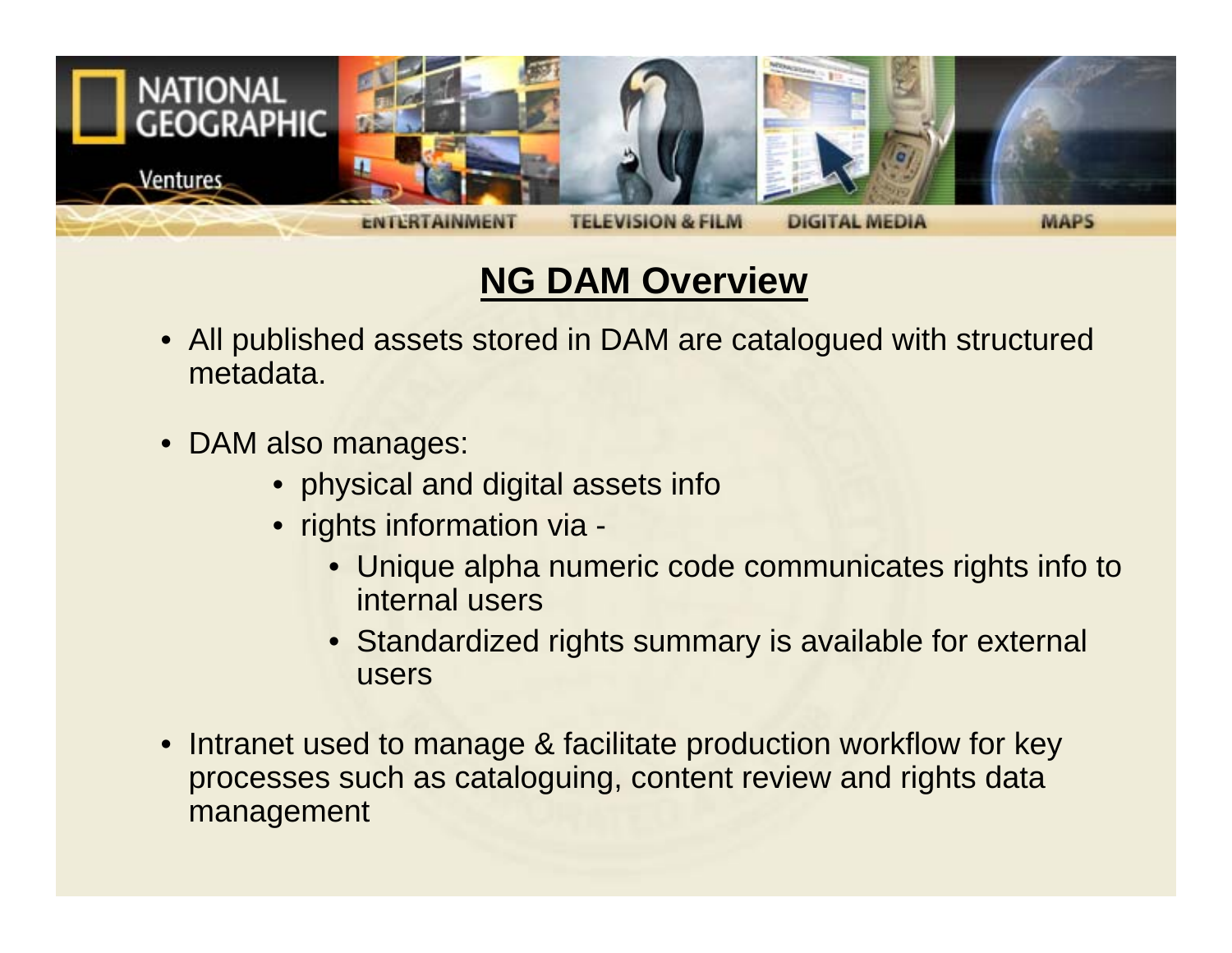## NG DAM Overview

- All published assets stored in DAM are catalogued with structured metadata.
- DAM also manages:
  - physical and digital assets info
  - rights information via -
    - Unique alpha numeric code communicates rights info to internal users
    - Standardized rights summary is available for external users
- Intranet used to manage & facilitate production workflow for key processes such as cataloguing, content review and rights data management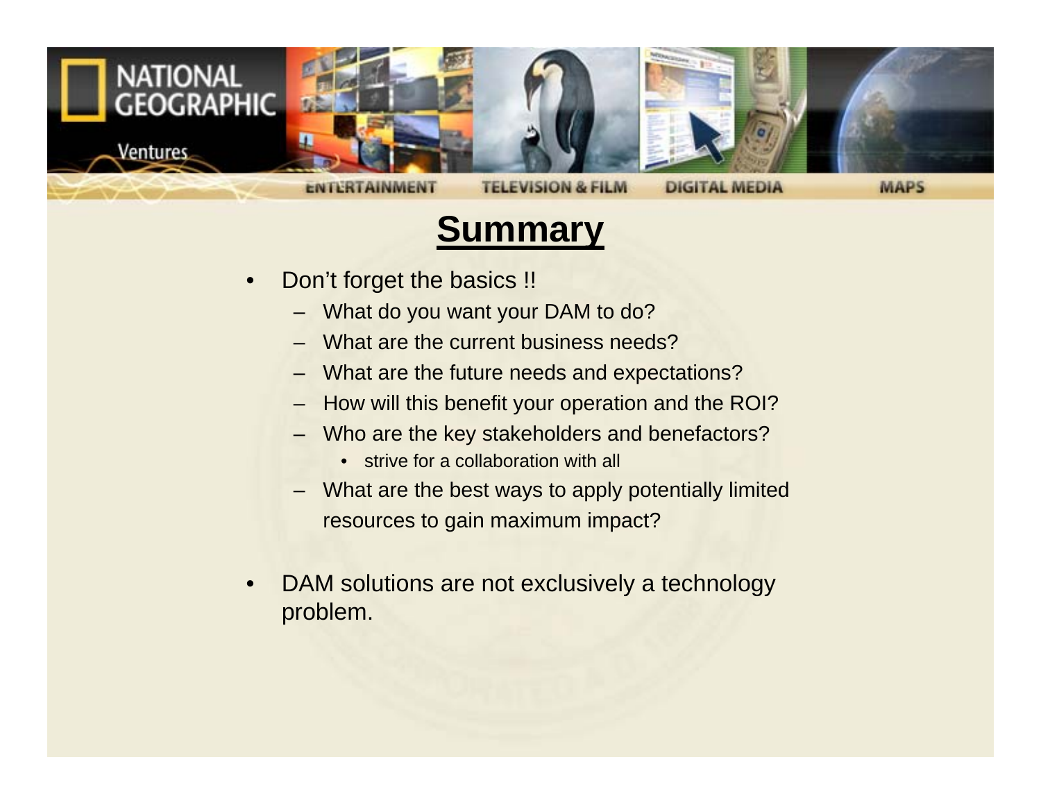# Summary

- Don't forget the basics !!
  - What do you want your DAM to do?
  - What are the current business needs?
  - What are the future needs and expectations?
  - How will this benefit your operation and the ROI?
  - Who are the key stakeholders and benefactors?
    - strive for a collaboration with all
  - What are the best ways to apply potentially limited resources to gain maximum impact?

- DAM solutions are not exclusively a technology problem.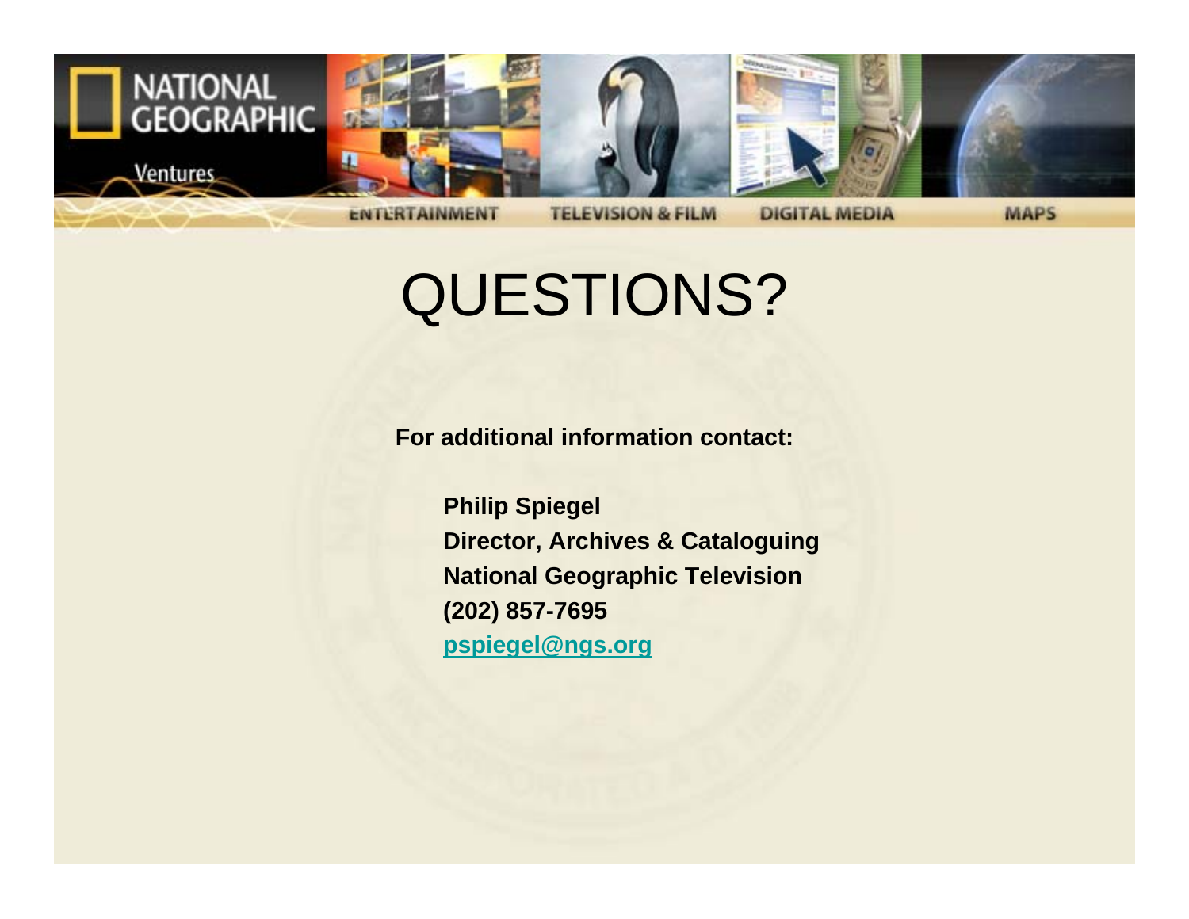# QUESTIONS?

**For additional information contact:**

**Philip Spiegel**
**Director, Archives & Cataloguing**
**National Geographic Television**
**(202) 857-7695**
**pspiegel@ngs.org**